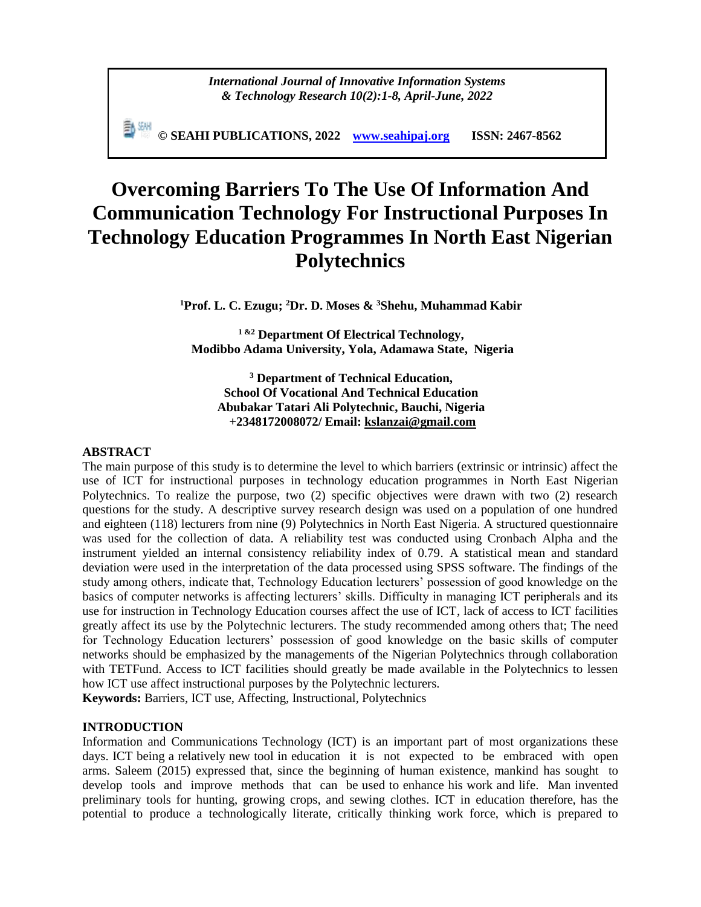*International Journal of Innovative Information Systems & Technology Research 10(2):1-8, April-June, 2022*

**© SEAHI PUBLICATIONS, 2022 [www.seahipaj.org](http://www.seahipaj.org) ISSN: 2467-8562**

# Overcoming Barriers To The Use Of Information And Communication Technology For Instructional Purposes In Technology Education Programmes In North East Nigerian Polytechnics

**[1]Prof. L. C. Ezugu; [2]Dr. D. Moses & [3]Shehu, Muhammad Kabir**

**[1 &2] Department Of Electrical Technology, Modibbo Adama University, Yola, Adamawa State, Nigeria**

**[3] Department of Technical Education, School Of Vocational And Technical Education Abubakar Tatari Ali Polytechnic, Bauchi, Nigeria +2348172008072/ Email: kslanzai@gmail.com**

## ABSTRACT

The main purpose of this study is to determine the level to which barriers (extrinsic or intrinsic) affect the use of ICT for instructional purposes in technology education programmes in North East Nigerian Polytechnics. To realize the purpose, two (2) specific objectives were drawn with two (2) research questions for the study. A descriptive survey research design was used on a population of one hundred and eighteen (118) lecturers from nine (9) Polytechnics in North East Nigeria. A structured questionnaire was used for the collection of data. A reliability test was conducted using Cronbach Alpha and the instrument yielded an internal consistency reliability index of 0.79. A statistical mean and standard deviation were used in the interpretation of the data processed using SPSS software. The findings of the study among others, indicate that, Technology Education lecturers' possession of good knowledge on the basics of computer networks is affecting lecturers' skills. Difficulty in managing ICT peripherals and its use for instruction in Technology Education courses affect the use of ICT, lack of access to ICT facilities greatly affect its use by the Polytechnic lecturers. The study recommended among others that; The need for Technology Education lecturers' possession of good knowledge on the basic skills of computer networks should be emphasized by the managements of the Nigerian Polytechnics through collaboration with TETFund. Access to ICT facilities should greatly be made available in the Polytechnics to lessen how ICT use affect instructional purposes by the Polytechnic lecturers.

**Keywords:** Barriers, ICT use, Affecting, Instructional, Polytechnics

## INTRODUCTION

Information and Communications Technology (ICT) is an important part of most organizations these days. ICT being a relatively new tool in education it is not expected to be embraced with open arms. Saleem (2015) expressed that, since the beginning of human existence, mankind has sought to develop tools and improve methods that can be used to enhance his work and life. Man invented preliminary tools for hunting, growing crops, and sewing clothes. ICT in education therefore, has the potential to produce a technologically literate, critically thinking work force, which is prepared to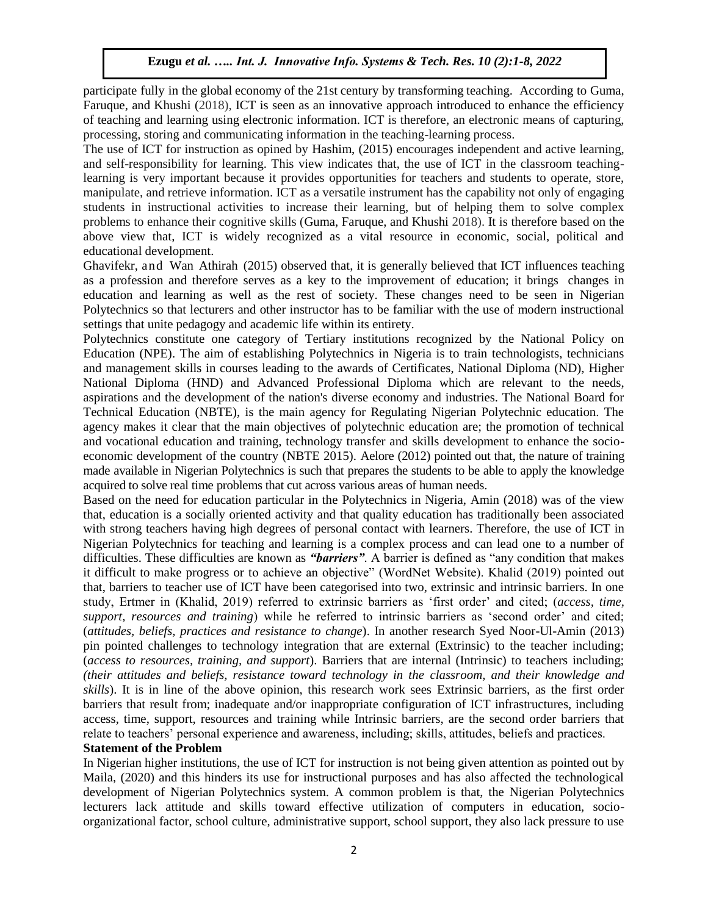participate fully in the global economy of the 21st century by transforming teaching. According to Guma, Faruque, and Khushi (2018), ICT is seen as an innovative approach introduced to enhance the efficiency of teaching and learning using electronic information. ICT is therefore, an electronic means of capturing, processing, storing and communicating information in the teaching-learning process.

The use of ICT for instruction as opined by Hashim, (2015) encourages independent and active learning, and self-responsibility for learning. This view indicates that, the use of ICT in the classroom teaching-learning is very important because it provides opportunities for teachers and students to operate, store, manipulate, and retrieve information. ICT as a versatile instrument has the capability not only of engaging students in instructional activities to increase their learning, but of helping them to solve complex problems to enhance their cognitive skills (Guma, Faruque, and Khushi 2018). It is therefore based on the above view that, ICT is widely recognized as a vital resource in economic, social, political and educational development.

Ghavifekr, and Wan Athirah (2015) observed that, it is generally believed that ICT influences teaching as a profession and therefore serves as a key to the improvement of education; it brings changes in education and learning as well as the rest of society. These changes need to be seen in Nigerian Polytechnics so that lecturers and other instructor has to be familiar with the use of modern instructional settings that unite pedagogy and academic life within its entirety.

Polytechnics constitute one category of Tertiary institutions recognized by the National Policy on Education (NPE). The aim of establishing Polytechnics in Nigeria is to train technologists, technicians and management skills in courses leading to the awards of Certificates, National Diploma (ND), Higher National Diploma (HND) and Advanced Professional Diploma which are relevant to the needs, aspirations and the development of the nation's diverse economy and industries. The National Board for Technical Education (NBTE), is the main agency for Regulating Nigerian Polytechnic education. The agency makes it clear that the main objectives of polytechnic education are; the promotion of technical and vocational education and training, technology transfer and skills development to enhance the socio-economic development of the country (NBTE 2015). Aelore (2012) pointed out that, the nature of training made available in Nigerian Polytechnics is such that prepares the students to be able to apply the knowledge acquired to solve real time problems that cut across various areas of human needs.

Based on the need for education particular in the Polytechnics in Nigeria, Amin (2018) was of the view that, education is a socially oriented activity and that quality education has traditionally been associated with strong teachers having high degrees of personal contact with learners. Therefore, the use of ICT in Nigerian Polytechnics for teaching and learning is a complex process and can lead one to a number of difficulties. These difficulties are known as ***"barriers"***. A barrier is defined as "any condition that makes it difficult to make progress or to achieve an objective" (WordNet Website). Khalid (2019) pointed out that, barriers to teacher use of ICT have been categorised into two, extrinsic and intrinsic barriers. In one study, Ertmer in (Khalid, 2019) referred to extrinsic barriers as 'first order' and cited; (*access, time, support, resources and training*) while he referred to intrinsic barriers as 'second order' and cited; (*attitudes, beliefs, practices and resistance to change*). In another research Syed Noor-Ul-Amin (2013) pin pointed challenges to technology integration that are external (Extrinsic) to the teacher including; (*access to resources, training, and support*). Barriers that are internal (Intrinsic) to teachers including; (*their attitudes and beliefs, resistance toward technology in the classroom, and their knowledge and skills*). It is in line of the above opinion, this research work sees Extrinsic barriers, as the first order barriers that result from; inadequate and/or inappropriate configuration of ICT infrastructures, including access, time, support, resources and training while Intrinsic barriers, are the second order barriers that relate to teachers' personal experience and awareness, including; skills, attitudes, beliefs and practices.

## Statement of the Problem

In Nigerian higher institutions, the use of ICT for instruction is not being given attention as pointed out by Maila, (2020) and this hinders its use for instructional purposes and has also affected the technological development of Nigerian Polytechnics system. A common problem is that, the Nigerian Polytechnics lecturers lack attitude and skills toward effective utilization of computers in education, socio-organizational factor, school culture, administrative support, school support, they also lack pressure to use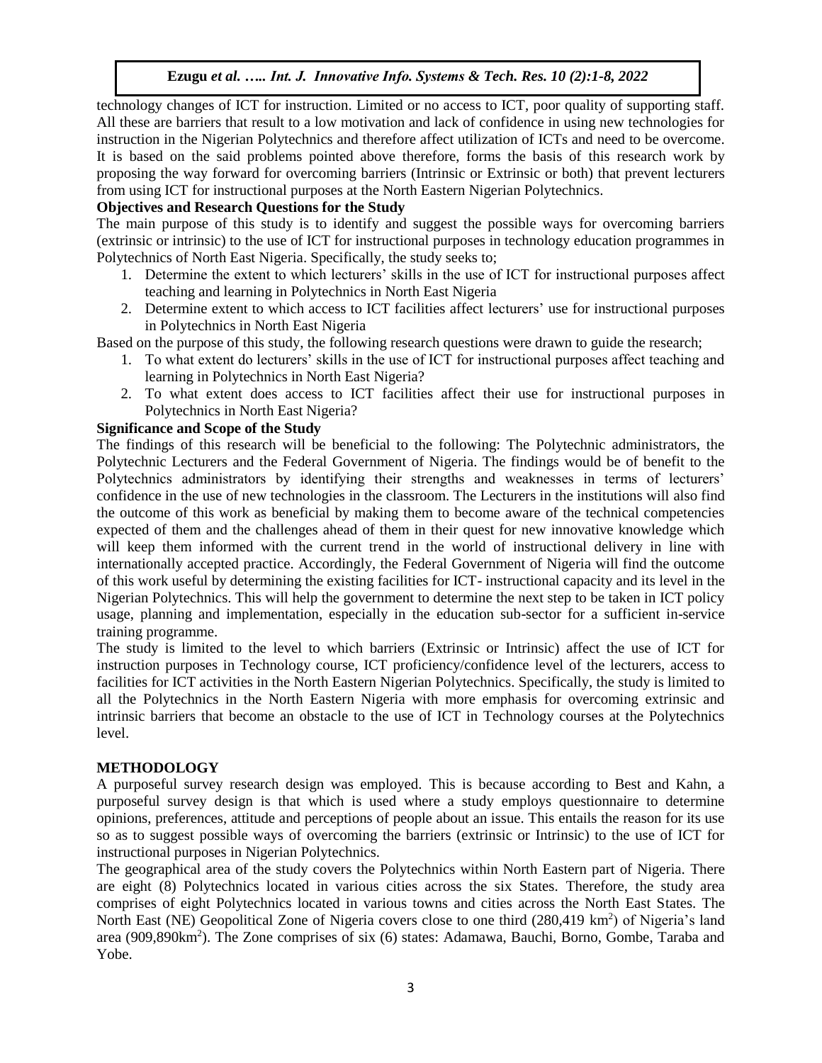technology changes of ICT for instruction. Limited or no access to ICT, poor quality of supporting staff. All these are barriers that result to a low motivation and lack of confidence in using new technologies for instruction in the Nigerian Polytechnics and therefore affect utilization of ICTs and need to be overcome. It is based on the said problems pointed above therefore, forms the basis of this research work by proposing the way forward for overcoming barriers (Intrinsic or Extrinsic or both) that prevent lecturers from using ICT for instructional purposes at the North Eastern Nigerian Polytechnics.

**Objectives and Research Questions for the Study**

The main purpose of this study is to identify and suggest the possible ways for overcoming barriers (extrinsic or intrinsic) to the use of ICT for instructional purposes in technology education programmes in Polytechnics of North East Nigeria. Specifically, the study seeks to;

1. Determine the extent to which lecturers' skills in the use of ICT for instructional purposes affect teaching and learning in Polytechnics in North East Nigeria
2. Determine extent to which access to ICT facilities affect lecturers' use for instructional purposes in Polytechnics in North East Nigeria

Based on the purpose of this study, the following research questions were drawn to guide the research;

1. To what extent do lecturers' skills in the use of ICT for instructional purposes affect teaching and learning in Polytechnics in North East Nigeria?
2. To what extent does access to ICT facilities affect their use for instructional purposes in Polytechnics in North East Nigeria?

**Significance and Scope of the Study**

The findings of this research will be beneficial to the following: The Polytechnic administrators, the Polytechnic Lecturers and the Federal Government of Nigeria. The findings would be of benefit to the Polytechnics administrators by identifying their strengths and weaknesses in terms of lecturers' confidence in the use of new technologies in the classroom. The Lecturers in the institutions will also find the outcome of this work as beneficial by making them to become aware of the technical competencies expected of them and the challenges ahead of them in their quest for new innovative knowledge which will keep them informed with the current trend in the world of instructional delivery in line with internationally accepted practice. Accordingly, the Federal Government of Nigeria will find the outcome of this work useful by determining the existing facilities for ICT- instructional capacity and its level in the Nigerian Polytechnics. This will help the government to determine the next step to be taken in ICT policy usage, planning and implementation, especially in the education sub-sector for a sufficient in-service training programme.

The study is limited to the level to which barriers (Extrinsic or Intrinsic) affect the use of ICT for instruction purposes in Technology course, ICT proficiency/confidence level of the lecturers, access to facilities for ICT activities in the North Eastern Nigerian Polytechnics. Specifically, the study is limited to all the Polytechnics in the North Eastern Nigeria with more emphasis for overcoming extrinsic and intrinsic barriers that become an obstacle to the use of ICT in Technology courses at the Polytechnics level.

## METHODOLOGY

A purposeful survey research design was employed. This is because according to Best and Kahn, a purposeful survey design is that which is used where a study employs questionnaire to determine opinions, preferences, attitude and perceptions of people about an issue. This entails the reason for its use so as to suggest possible ways of overcoming the barriers (extrinsic or Intrinsic) to the use of ICT for instructional purposes in Nigerian Polytechnics.

The geographical area of the study covers the Polytechnics within North Eastern part of Nigeria. There are eight (8) Polytechnics located in various cities across the six States. Therefore, the study area comprises of eight Polytechnics located in various towns and cities across the North East States. The North East (NE) Geopolitical Zone of Nigeria covers close to one third (280,419 km$^2$) of Nigeria's land area (909,890km$^2$). The Zone comprises of six (6) states: Adamawa, Bauchi, Borno, Gombe, Taraba and Yobe.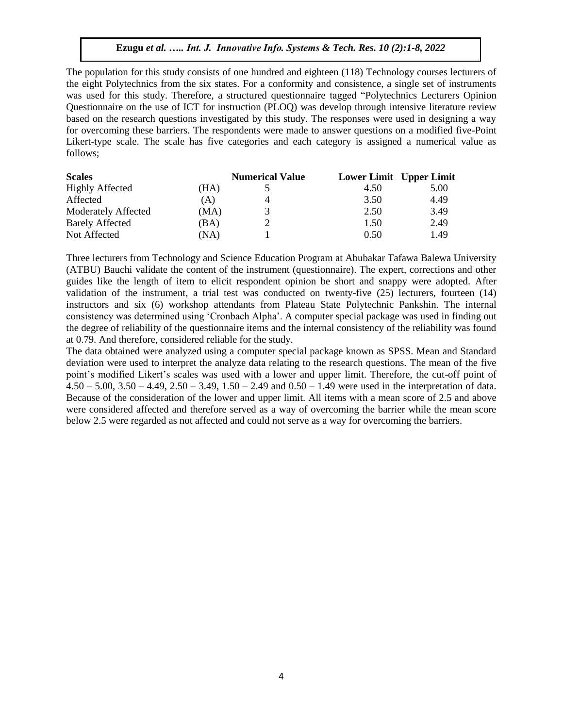The population for this study consists of one hundred and eighteen (118) Technology courses lecturers of the eight Polytechnics from the six states. For a conformity and consistence, a single set of instruments was used for this study. Therefore, a structured questionnaire tagged "Polytechnics Lecturers Opinion Questionnaire on the use of ICT for instruction (PLOQ) was develop through intensive literature review based on the research questions investigated by this study. The responses were used in designing a way for overcoming these barriers. The respondents were made to answer questions on a modified five-Point Likert-type scale. The scale has five categories and each category is assigned a numerical value as follows;

| Scales | | Numerical Value | Lower Limit | Upper Limit |
|---|---|---|---|---|
| Highly Affected | (HA) | 5 | 4.50 | 5.00 |
| Affected | (A) | 4 | 3.50 | 4.49 |
| Moderately Affected | (MA) | 3 | 2.50 | 3.49 |
| Barely Affected | (BA) | 2 | 1.50 | 2.49 |
| Not Affected | (NA) | 1 | 0.50 | 1.49 |

Three lecturers from Technology and Science Education Program at Abubakar Tafawa Balewa University (ATBU) Bauchi validate the content of the instrument (questionnaire). The expert, corrections and other guides like the length of item to elicit respondent opinion be short and snappy were adopted. After validation of the instrument, a trial test was conducted on twenty-five (25) lecturers, fourteen (14) instructors and six (6) workshop attendants from Plateau State Polytechnic Pankshin. The internal consistency was determined using 'Cronbach Alpha'. A computer special package was used in finding out the degree of reliability of the questionnaire items and the internal consistency of the reliability was found at 0.79. And therefore, considered reliable for the study.

The data obtained were analyzed using a computer special package known as SPSS. Mean and Standard deviation were used to interpret the analyze data relating to the research questions. The mean of the five point's modified Likert's scales was used with a lower and upper limit. Therefore, the cut-off point of 4.50 – 5.00, 3.50 – 4.49, 2.50 – 3.49, 1.50 – 2.49 and 0.50 – 1.49 were used in the interpretation of data. Because of the consideration of the lower and upper limit. All items with a mean score of 2.5 and above were considered affected and therefore served as a way of overcoming the barrier while the mean score below 2.5 were regarded as not affected and could not serve as a way for overcoming the barriers.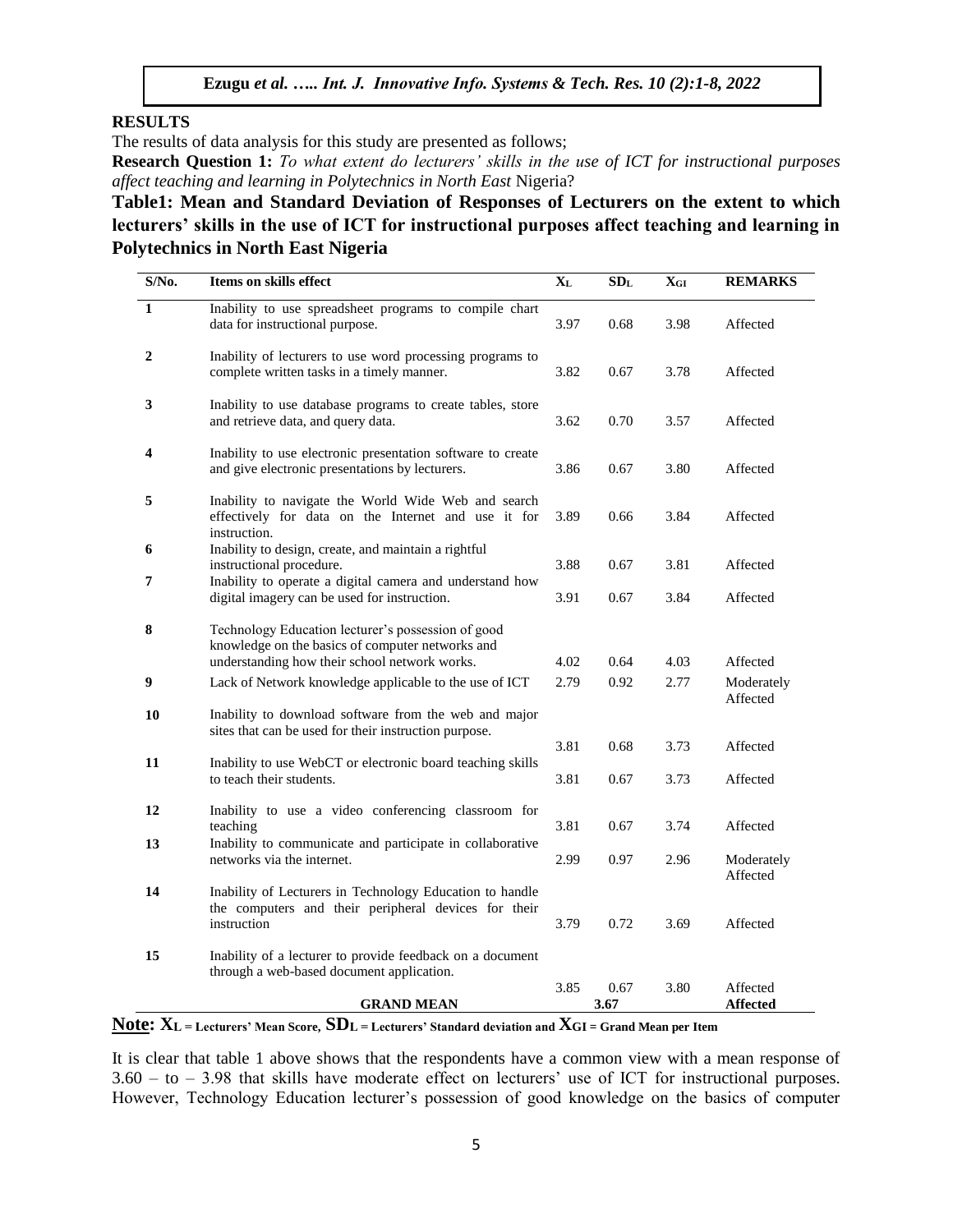## RESULTS

The results of data analysis for this study are presented as follows;

**Research Question 1:** *To what extent do lecturers' skills in the use of ICT for instructional purposes affect teaching and learning in Polytechnics in North East* Nigeria?

**Table1: Mean and Standard Deviation of Responses of Lecturers on the extent to which lecturers' skills in the use of ICT for instructional purposes affect teaching and learning in Polytechnics in North East Nigeria**

| S/No. | Items on skills effect | $X_L$ | $SD_L$ | $X_{GI}$ | REMARKS |
|---|---|---|---|---|---|
| 1 | Inability to use spreadsheet programs to compile chart data for instructional purpose. | 3.97 | 0.68 | 3.98 | Affected |
| 2 | Inability of lecturers to use word processing programs to complete written tasks in a timely manner. | 3.82 | 0.67 | 3.78 | Affected |
| 3 | Inability to use database programs to create tables, store and retrieve data, and query data. | 3.62 | 0.70 | 3.57 | Affected |
| 4 | Inability to use electronic presentation software to create and give electronic presentations by lecturers. | 3.86 | 0.67 | 3.80 | Affected |
| 5 | Inability to navigate the World Wide Web and search effectively for data on the Internet and use it for instruction. | 3.89 | 0.66 | 3.84 | Affected |
| 6 | Inability to design, create, and maintain a rightful instructional procedure. | 3.88 | 0.67 | 3.81 | Affected |
| 7 | Inability to operate a digital camera and understand how digital imagery can be used for instruction. | 3.91 | 0.67 | 3.84 | Affected |
| 8 | Technology Education lecturer's possession of good knowledge on the basics of computer networks and understanding how their school network works. | 4.02 | 0.64 | 4.03 | Affected |
| 9 | Lack of Network knowledge applicable to the use of ICT | 2.79 | 0.92 | 2.77 | Moderately Affected |
| 10 | Inability to download software from the web and major sites that can be used for their instruction purpose. | 3.81 | 0.68 | 3.73 | Affected |
| 11 | Inability to use WebCT or electronic board teaching skills to teach their students. | 3.81 | 0.67 | 3.73 | Affected |
| 12 | Inability to use a video conferencing classroom for teaching | 3.81 | 0.67 | 3.74 | Affected |
| 13 | Inability to communicate and participate in collaborative networks via the internet. | 2.99 | 0.97 | 2.96 | Moderately Affected |
| 14 | Inability of Lecturers in Technology Education to handle the computers and their peripheral devices for their instruction | 3.79 | 0.72 | 3.69 | Affected |
| 15 | Inability of a lecturer to provide feedback on a document through a web-based document application. | 3.85 | 0.67 | 3.80 | Affected |
| | **GRAND MEAN** | | **3.67** | | **Affected** |

**Note:** $X_L$ **= Lecturers' Mean Score,** $SD_L$ **= Lecturers' Standard deviation and** $X_{GI}$ **= Grand Mean per Item**

It is clear that table 1 above shows that the respondents have a common view with a mean response of 3.60 – to – 3.98 that skills have moderate effect on lecturers' use of ICT for instructional purposes. However, Technology Education lecturer's possession of good knowledge on the basics of computer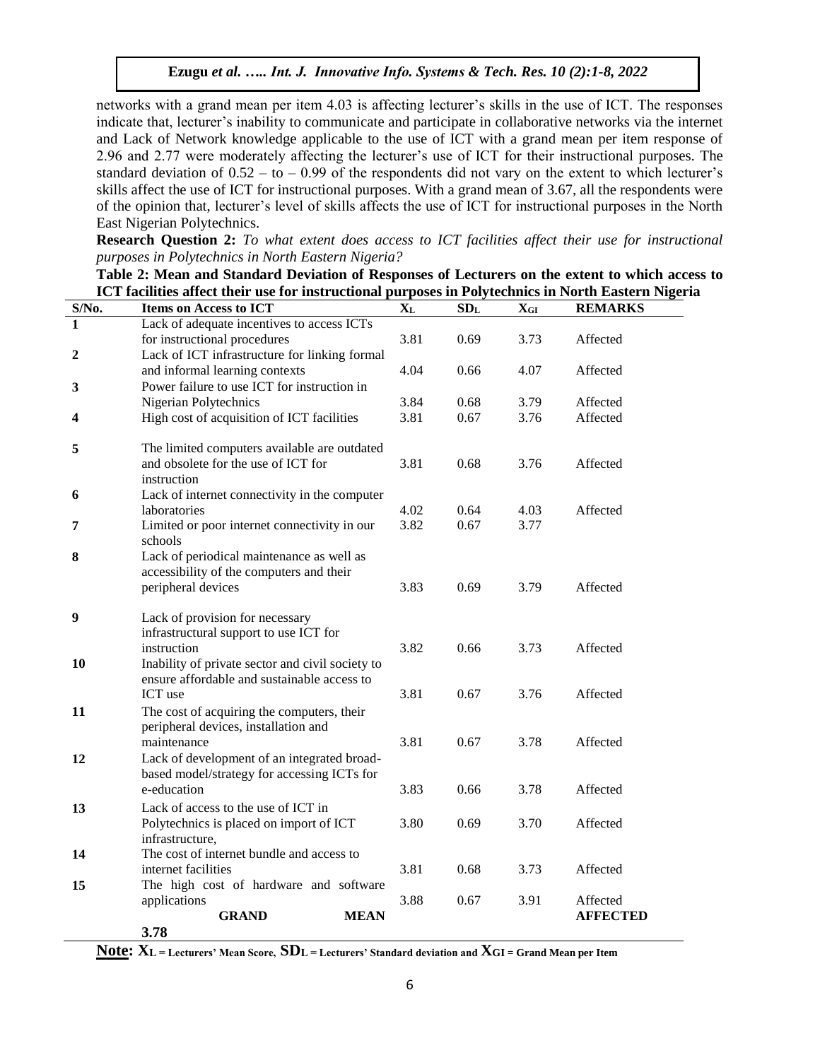networks with a grand mean per item 4.03 is affecting lecturer's skills in the use of ICT. The responses indicate that, lecturer's inability to communicate and participate in collaborative networks via the internet and Lack of Network knowledge applicable to the use of ICT with a grand mean per item response of 2.96 and 2.77 were moderately affecting the lecturer's use of ICT for their instructional purposes. The standard deviation of 0.52 – to – 0.99 of the respondents did not vary on the extent to which lecturer's skills affect the use of ICT for instructional purposes. With a grand mean of 3.67, all the respondents were of the opinion that, lecturer's level of skills affects the use of ICT for instructional purposes in the North East Nigerian Polytechnics.

**Research Question 2:** *To what extent does access to ICT facilities affect their use for instructional purposes in Polytechnics in North Eastern Nigeria?*

**Table 2: Mean and Standard Deviation of Responses of Lecturers on the extent to which access to ICT facilities affect their use for instructional purposes in Polytechnics in North Eastern Nigeria**

| S/No. | Items on Access to ICT | $X_L$ | $SD_L$ | $X_{GI}$ | REMARKS |
|---|---|---|---|---|---|
| 1 | Lack of adequate incentives to access ICTs for instructional procedures | 3.81 | 0.69 | 3.73 | Affected |
| 2 | Lack of ICT infrastructure for linking formal and informal learning contexts | 4.04 | 0.66 | 4.07 | Affected |
| 3 | Power failure to use ICT for instruction in Nigerian Polytechnics | 3.84 | 0.68 | 3.79 | Affected |
| 4 | High cost of acquisition of ICT facilities | 3.81 | 0.67 | 3.76 | Affected |
| 5 | The limited computers available are outdated and obsolete for the use of ICT for instruction | 3.81 | 0.68 | 3.76 | Affected |
| 6 | Lack of internet connectivity in the computer laboratories | 4.02 | 0.64 | 4.03 | Affected |
| 7 | Limited or poor internet connectivity in our schools | 3.82 | 0.67 | 3.77 | |
| 8 | Lack of periodical maintenance as well as accessibility of the computers and their peripheral devices | 3.83 | 0.69 | 3.79 | Affected |
| 9 | Lack of provision for necessary infrastructural support to use ICT for instruction | 3.82 | 0.66 | 3.73 | Affected |
| 10 | Inability of private sector and civil society to ensure affordable and sustainable access to ICT use | 3.81 | 0.67 | 3.76 | Affected |
| 11 | The cost of acquiring the computers, their peripheral devices, installation and maintenance | 3.81 | 0.67 | 3.78 | Affected |
| 12 | Lack of development of an integrated broad-based model/strategy for accessing ICTs for e-education | 3.83 | 0.66 | 3.78 | Affected |
| 13 | Lack of access to the use of ICT in Polytechnics is placed on import of ICT infrastructure, | 3.80 | 0.69 | 3.70 | Affected |
| 14 | The cost of internet bundle and access to internet facilities | 3.81 | 0.68 | 3.73 | Affected |
| 15 | The high cost of hardware and software applications | 3.88 | 0.67 | 3.91 | Affected |
| | **GRAND MEAN 3.78** | | | | **AFFECTED** |

**Note:** $X_L$ = Lecturers' Mean Score, $SD_L$ = Lecturers' Standard deviation and $X_{GI}$ = Grand Mean per Item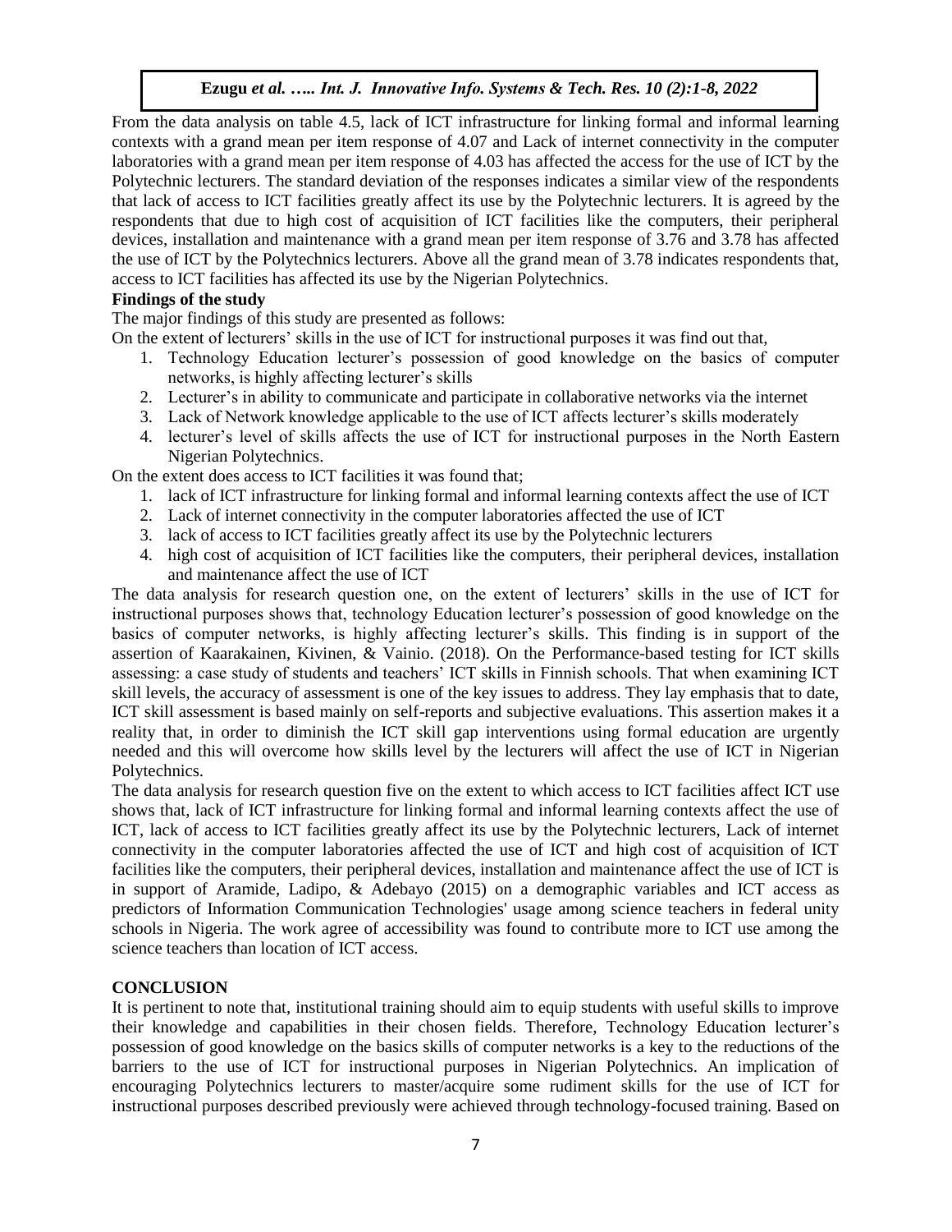From the data analysis on table 4.5, lack of ICT infrastructure for linking formal and informal learning contexts with a grand mean per item response of 4.07 and Lack of internet connectivity in the computer laboratories with a grand mean per item response of 4.03 has affected the access for the use of ICT by the Polytechnic lecturers. The standard deviation of the responses indicates a similar view of the respondents that lack of access to ICT facilities greatly affect its use by the Polytechnic lecturers. It is agreed by the respondents that due to high cost of acquisition of ICT facilities like the computers, their peripheral devices, installation and maintenance with a grand mean per item response of 3.76 and 3.78 has affected the use of ICT by the Polytechnics lecturers. Above all the grand mean of 3.78 indicates respondents that, access to ICT facilities has affected its use by the Nigerian Polytechnics.

**Findings of the study**

The major findings of this study are presented as follows:

On the extent of lecturers' skills in the use of ICT for instructional purposes it was find out that,

1. Technology Education lecturer's possession of good knowledge on the basics of computer networks, is highly affecting lecturer's skills
2. Lecturer's in ability to communicate and participate in collaborative networks via the internet
3. Lack of Network knowledge applicable to the use of ICT affects lecturer's skills moderately
4. lecturer's level of skills affects the use of ICT for instructional purposes in the North Eastern Nigerian Polytechnics.

On the extent does access to ICT facilities it was found that;

1. lack of ICT infrastructure for linking formal and informal learning contexts affect the use of ICT
2. Lack of internet connectivity in the computer laboratories affected the use of ICT
3. lack of access to ICT facilities greatly affect its use by the Polytechnic lecturers
4. high cost of acquisition of ICT facilities like the computers, their peripheral devices, installation and maintenance affect the use of ICT

The data analysis for research question one, on the extent of lecturers' skills in the use of ICT for instructional purposes shows that, technology Education lecturer's possession of good knowledge on the basics of computer networks, is highly affecting lecturer's skills. This finding is in support of the assertion of Kaarakainen, Kivinen, & Vainio. (2018). On the Performance-based testing for ICT skills assessing: a case study of students and teachers' ICT skills in Finnish schools. That when examining ICT skill levels, the accuracy of assessment is one of the key issues to address. They lay emphasis that to date, ICT skill assessment is based mainly on self-reports and subjective evaluations. This assertion makes it a reality that, in order to diminish the ICT skill gap interventions using formal education are urgently needed and this will overcome how skills level by the lecturers will affect the use of ICT in Nigerian Polytechnics.

The data analysis for research question five on the extent to which access to ICT facilities affect ICT use shows that, lack of ICT infrastructure for linking formal and informal learning contexts affect the use of ICT, lack of access to ICT facilities greatly affect its use by the Polytechnic lecturers, Lack of internet connectivity in the computer laboratories affected the use of ICT and high cost of acquisition of ICT facilities like the computers, their peripheral devices, installation and maintenance affect the use of ICT is in support of Aramide, Ladipo, & Adebayo (2015) on a demographic variables and ICT access as predictors of Information Communication Technologies' usage among science teachers in federal unity schools in Nigeria. The work agree of accessibility was found to contribute more to ICT use among the science teachers than location of ICT access.

## CONCLUSION

It is pertinent to note that, institutional training should aim to equip students with useful skills to improve their knowledge and capabilities in their chosen fields. Therefore, Technology Education lecturer's possession of good knowledge on the basics skills of computer networks is a key to the reductions of the barriers to the use of ICT for instructional purposes in Nigerian Polytechnics. An implication of encouraging Polytechnics lecturers to master/acquire some rudiment skills for the use of ICT for instructional purposes described previously were achieved through technology-focused training. Based on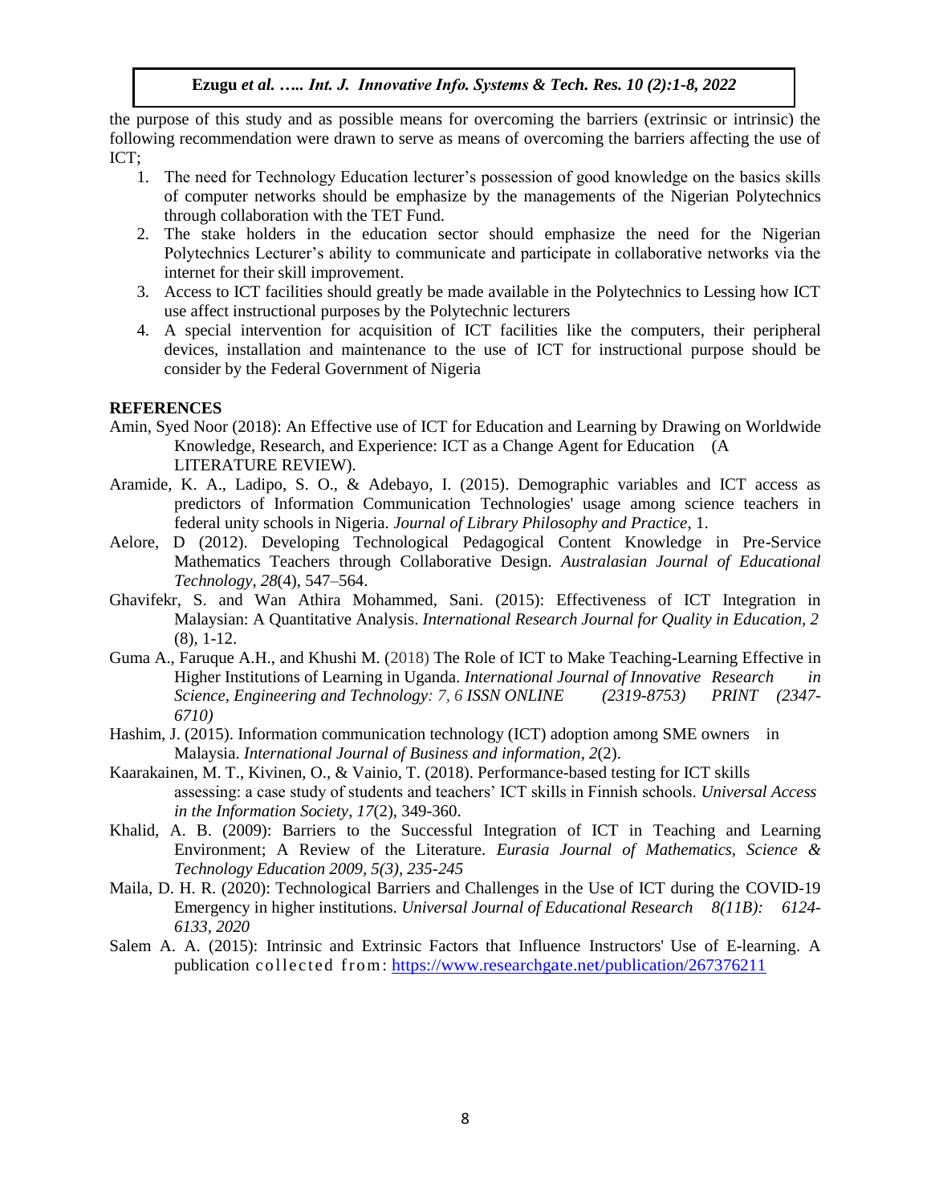the purpose of this study and as possible means for overcoming the barriers (extrinsic or intrinsic) the following recommendation were drawn to serve as means of overcoming the barriers affecting the use of ICT;

1. The need for Technology Education lecturer's possession of good knowledge on the basics skills of computer networks should be emphasize by the managements of the Nigerian Polytechnics through collaboration with the TET Fund.
2. The stake holders in the education sector should emphasize the need for the Nigerian Polytechnics Lecturer's ability to communicate and participate in collaborative networks via the internet for their skill improvement.
3. Access to ICT facilities should greatly be made available in the Polytechnics to Lessing how ICT use affect instructional purposes by the Polytechnic lecturers
4. A special intervention for acquisition of ICT facilities like the computers, their peripheral devices, installation and maintenance to the use of ICT for instructional purpose should be consider by the Federal Government of Nigeria

## REFERENCES

Amin, Syed Noor (2018): An Effective use of ICT for Education and Learning by Drawing on Worldwide Knowledge, Research, and Experience: ICT as a Change Agent for Education (A LITERATURE REVIEW).

Aramide, K. A., Ladipo, S. O., & Adebayo, I. (2015). Demographic variables and ICT access as predictors of Information Communication Technologies' usage among science teachers in federal unity schools in Nigeria. *Journal of Library Philosophy and Practice*, 1.

Aelore, D (2012). Developing Technological Pedagogical Content Knowledge in Pre-Service Mathematics Teachers through Collaborative Design. *Australasian Journal of Educational Technology*, *28*(4), 547–564.

Ghavifekr, S. and Wan Athira Mohammed, Sani. (2015): Effectiveness of ICT Integration in Malaysian: A Quantitative Analysis. *International Research Journal for Quality in Education, 2* (8), 1-12.

Guma A., Faruque A.H., and Khushi M. (2018) The Role of ICT to Make Teaching-Learning Effective in Higher Institutions of Learning in Uganda. *International Journal of Innovative Research in Science, Engineering and Technology: 7, 6 ISSN ONLINE (2319-8753) PRINT (2347-6710)*

Hashim, J. (2015). Information communication technology (ICT) adoption among SME owners in Malaysia. *International Journal of Business and information*, *2*(2).

Kaarakainen, M. T., Kivinen, O., & Vainio, T. (2018). Performance-based testing for ICT skills assessing: a case study of students and teachers' ICT skills in Finnish schools. *Universal Access in the Information Society*, *17*(2), 349-360.

Khalid, A. B. (2009): Barriers to the Successful Integration of ICT in Teaching and Learning Environment; A Review of the Literature. *Eurasia Journal of Mathematics, Science & Technology Education 2009, 5(3), 235-245*

Maila, D. H. R. (2020): Technological Barriers and Challenges in the Use of ICT during the COVID-19 Emergency in higher institutions. *Universal Journal of Educational Research 8(11B): 6124-6133, 2020*

Salem A. A. (2015): Intrinsic and Extrinsic Factors that Influence Instructors' Use of E-learning. A publication collected from: https://www.researchgate.net/publication/267376211